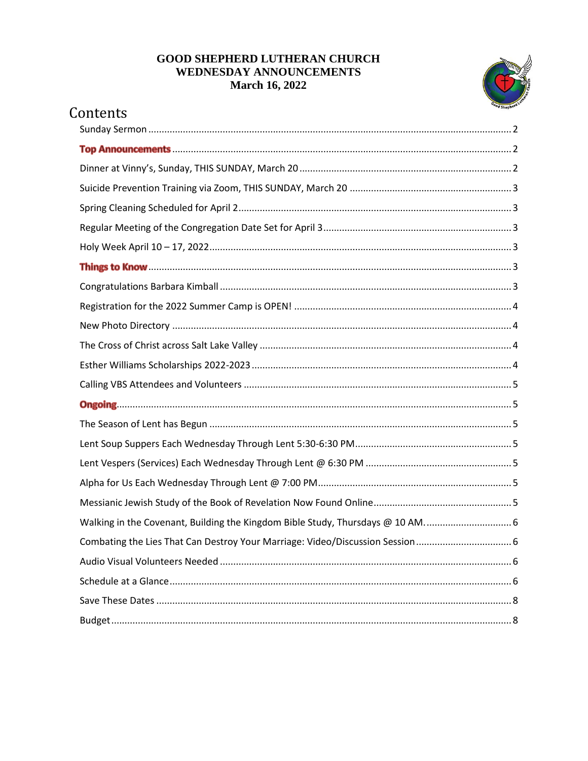**GOOD SHEPHERD LUTHERAN CHURCH**
**WEDNESDAY ANNOUNCEMENTS**
**March 16, 2022**

# Contents

Sunday Sermon ........................................ 2

**Top Announcements** ........................................ 2

Dinner at Vinny's, Sunday, THIS SUNDAY, March 20 ........................................ 2

Suicide Prevention Training via Zoom, THIS SUNDAY, March 20 ........................................ 3

Spring Cleaning Scheduled for April 2 ........................................ 3

Regular Meeting of the Congregation Date Set for April 3 ........................................ 3

Holy Week April 10 – 17, 2022 ........................................ 3

**Things to Know** ........................................ 3

Congratulations Barbara Kimball ........................................ 3

Registration for the 2022 Summer Camp is OPEN! ........................................ 4

New Photo Directory ........................................ 4

The Cross of Christ across Salt Lake Valley ........................................ 4

Esther Williams Scholarships 2022-2023 ........................................ 4

Calling VBS Attendees and Volunteers ........................................ 5

**Ongoing** ........................................ 5

The Season of Lent has Begun ........................................ 5

Lent Soup Suppers Each Wednesday Through Lent 5:30-6:30 PM ........................................ 5

Lent Vespers (Services) Each Wednesday Through Lent @ 6:30 PM ........................................ 5

Alpha for Us Each Wednesday Through Lent @ 7:00 PM ........................................ 5

Messianic Jewish Study of the Book of Revelation Now Found Online ........................................ 5

Walking in the Covenant, Building the Kingdom Bible Study, Thursdays @ 10 AM. ........................................ 6

Combating the Lies That Can Destroy Your Marriage: Video/Discussion Session ........................................ 6

Audio Visual Volunteers Needed ........................................ 6

Schedule at a Glance ........................................ 6

Save These Dates ........................................ 8

Budget ........................................ 8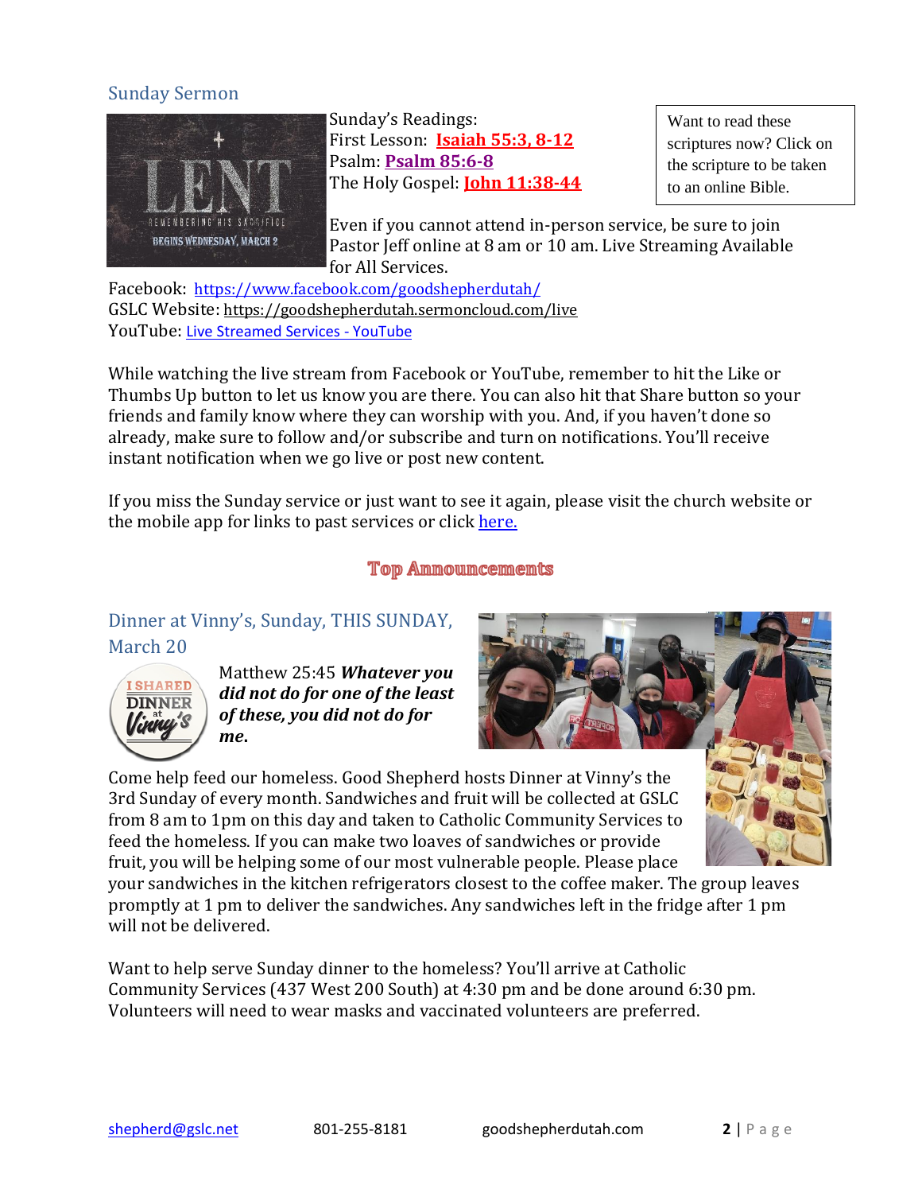## Sunday Sermon

Sunday's Readings:
First Lesson: **Isaiah 55:3, 8-12**
Psalm: **Psalm 85:6-8**
The Holy Gospel: **John 11:38-44**

Want to read these scriptures now? Click on the scripture to be taken to an online Bible.

Even if you cannot attend in-person service, be sure to join Pastor Jeff online at 8 am or 10 am. Live Streaming Available for All Services.

Facebook: https://www.facebook.com/goodshepherdutah/
GSLC Website: https://goodshepherdutah.sermoncloud.com/live
YouTube: Live Streamed Services - YouTube

While watching the live stream from Facebook or YouTube, remember to hit the Like or Thumbs Up button to let us know you are there. You can also hit that Share button so your friends and family know where they can worship with you. And, if you haven't done so already, make sure to follow and/or subscribe and turn on notifications. You'll receive instant notification when we go live or post new content.

If you miss the Sunday service or just want to see it again, please visit the church website or the mobile app for links to past services or click here.

## Top Announcements

### Dinner at Vinny's, Sunday, THIS SUNDAY, March 20

Matthew 25:45 ***Whatever you did not do for one of the least of these, you did not do for me.***

Come help feed our homeless. Good Shepherd hosts Dinner at Vinny's the 3rd Sunday of every month. Sandwiches and fruit will be collected at GSLC from 8 am to 1pm on this day and taken to Catholic Community Services to feed the homeless. If you can make two loaves of sandwiches or provide fruit, you will be helping some of our most vulnerable people. Please place your sandwiches in the kitchen refrigerators closest to the coffee maker. The group leaves promptly at 1 pm to deliver the sandwiches. Any sandwiches left in the fridge after 1 pm will not be delivered.

Want to help serve Sunday dinner to the homeless? You'll arrive at Catholic Community Services (437 West 200 South) at 4:30 pm and be done around 6:30 pm. Volunteers will need to wear masks and vaccinated volunteers are preferred.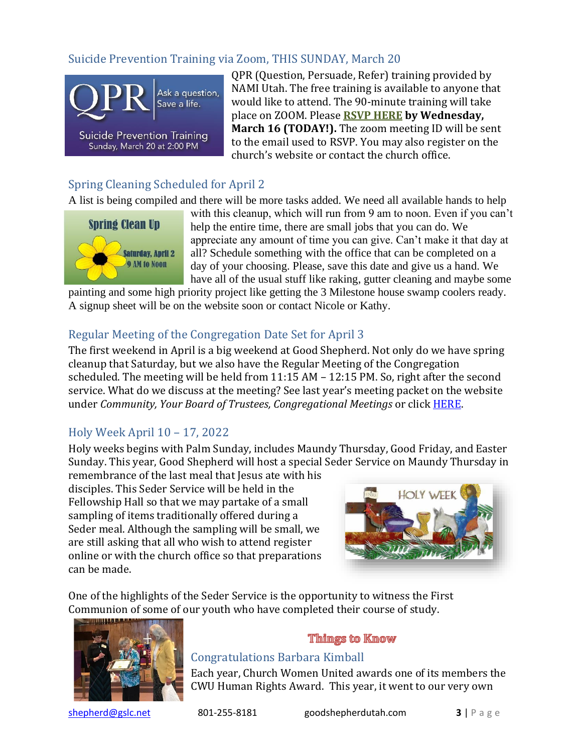## Suicide Prevention Training via Zoom, THIS SUNDAY, March 20

QPR (Question, Persuade, Refer) training provided by NAMI Utah. The free training is available to anyone that would like to attend. The 90-minute training will take place on ZOOM. Please **RSVP HERE by Wednesday, March 16 (TODAY!).** The zoom meeting ID will be sent to the email used to RSVP. You may also register on the church's website or contact the church office.

## Spring Cleaning Scheduled for April 2

A list is being compiled and there will be more tasks added. We need all available hands to help with this cleanup, which will run from 9 am to noon. Even if you can't help the entire time, there are small jobs that you can do. We appreciate any amount of time you can give. Can't make it that day at all? Schedule something with the office that can be completed on a day of your choosing. Please, save this date and give us a hand. We have all of the usual stuff like raking, gutter cleaning and maybe some painting and some high priority project like getting the 3 Milestone house swamp coolers ready. A signup sheet will be on the website soon or contact Nicole or Kathy.

## Regular Meeting of the Congregation Date Set for April 3

The first weekend in April is a big weekend at Good Shepherd. Not only do we have spring cleanup that Saturday, but we also have the Regular Meeting of the Congregation scheduled. The meeting will be held from 11:15 AM – 12:15 PM. So, right after the second service. What do we discuss at the meeting? See last year's meeting packet on the website under *Community, Your Board of Trustees, Congregational Meetings* or click HERE.

## Holy Week April 10 – 17, 2022

Holy weeks begins with Palm Sunday, includes Maundy Thursday, Good Friday, and Easter Sunday. This year, Good Shepherd will host a special Seder Service on Maundy Thursday in remembrance of the last meal that Jesus ate with his disciples. This Seder Service will be held in the Fellowship Hall so that we may partake of a small sampling of items traditionally offered during a Seder meal. Although the sampling will be small, we are still asking that all who wish to attend register online or with the church office so that preparations can be made.

One of the highlights of the Seder Service is the opportunity to witness the First Communion of some of our youth who have completed their course of study.

# Things to Know

## Congratulations Barbara Kimball

Each year, Church Women United awards one of its members the CWU Human Rights Award. This year, it went to our very own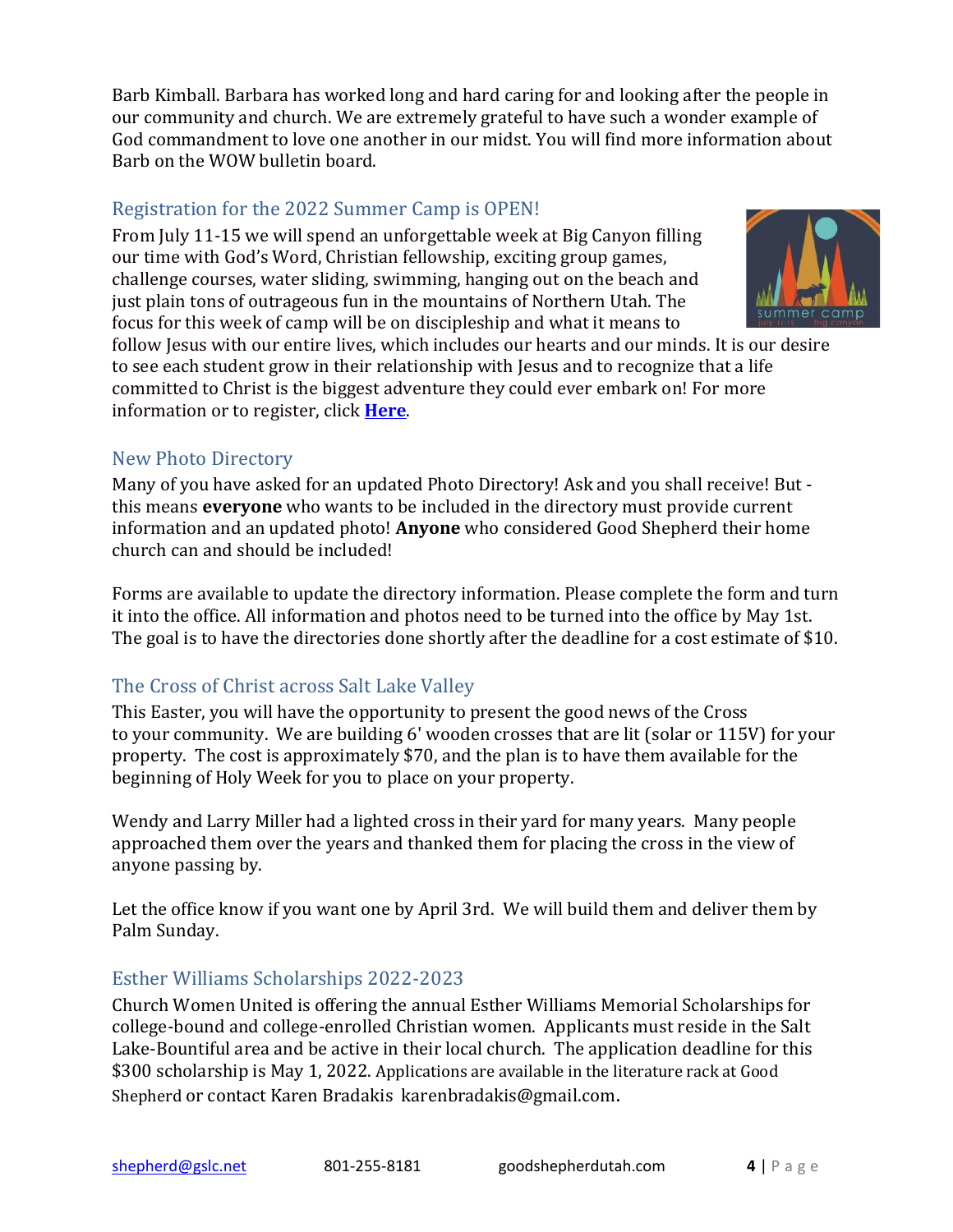Barb Kimball. Barbara has worked long and hard caring for and looking after the people in our community and church. We are extremely grateful to have such a wonder example of God commandment to love one another in our midst. You will find more information about Barb on the WOW bulletin board.

## Registration for the 2022 Summer Camp is OPEN!

From July 11-15 we will spend an unforgettable week at Big Canyon filling our time with God's Word, Christian fellowship, exciting group games, challenge courses, water sliding, swimming, hanging out on the beach and just plain tons of outrageous fun in the mountains of Northern Utah. The focus for this week of camp will be on discipleship and what it means to follow Jesus with our entire lives, which includes our hearts and our minds. It is our desire to see each student grow in their relationship with Jesus and to recognize that a life committed to Christ is the biggest adventure they could ever embark on! For more information or to register, click **Here**.

## New Photo Directory

Many of you have asked for an updated Photo Directory! Ask and you shall receive! But - this means **everyone** who wants to be included in the directory must provide current information and an updated photo! **Anyone** who considered Good Shepherd their home church can and should be included!

Forms are available to update the directory information. Please complete the form and turn it into the office. All information and photos need to be turned into the office by May 1st. The goal is to have the directories done shortly after the deadline for a cost estimate of $10.

## The Cross of Christ across Salt Lake Valley

This Easter, you will have the opportunity to present the good news of the Cross to your community. We are building 6' wooden crosses that are lit (solar or 115V) for your property. The cost is approximately $70, and the plan is to have them available for the beginning of Holy Week for you to place on your property.

Wendy and Larry Miller had a lighted cross in their yard for many years. Many people approached them over the years and thanked them for placing the cross in the view of anyone passing by.

Let the office know if you want one by April 3rd. We will build them and deliver them by Palm Sunday.

## Esther Williams Scholarships 2022-2023

Church Women United is offering the annual Esther Williams Memorial Scholarships for college-bound and college-enrolled Christian women. Applicants must reside in the Salt Lake-Bountiful area and be active in their local church. The application deadline for this $300 scholarship is May 1, 2022. Applications are available in the literature rack at Good Shepherd or contact Karen Bradakis karenbradakis@gmail.com.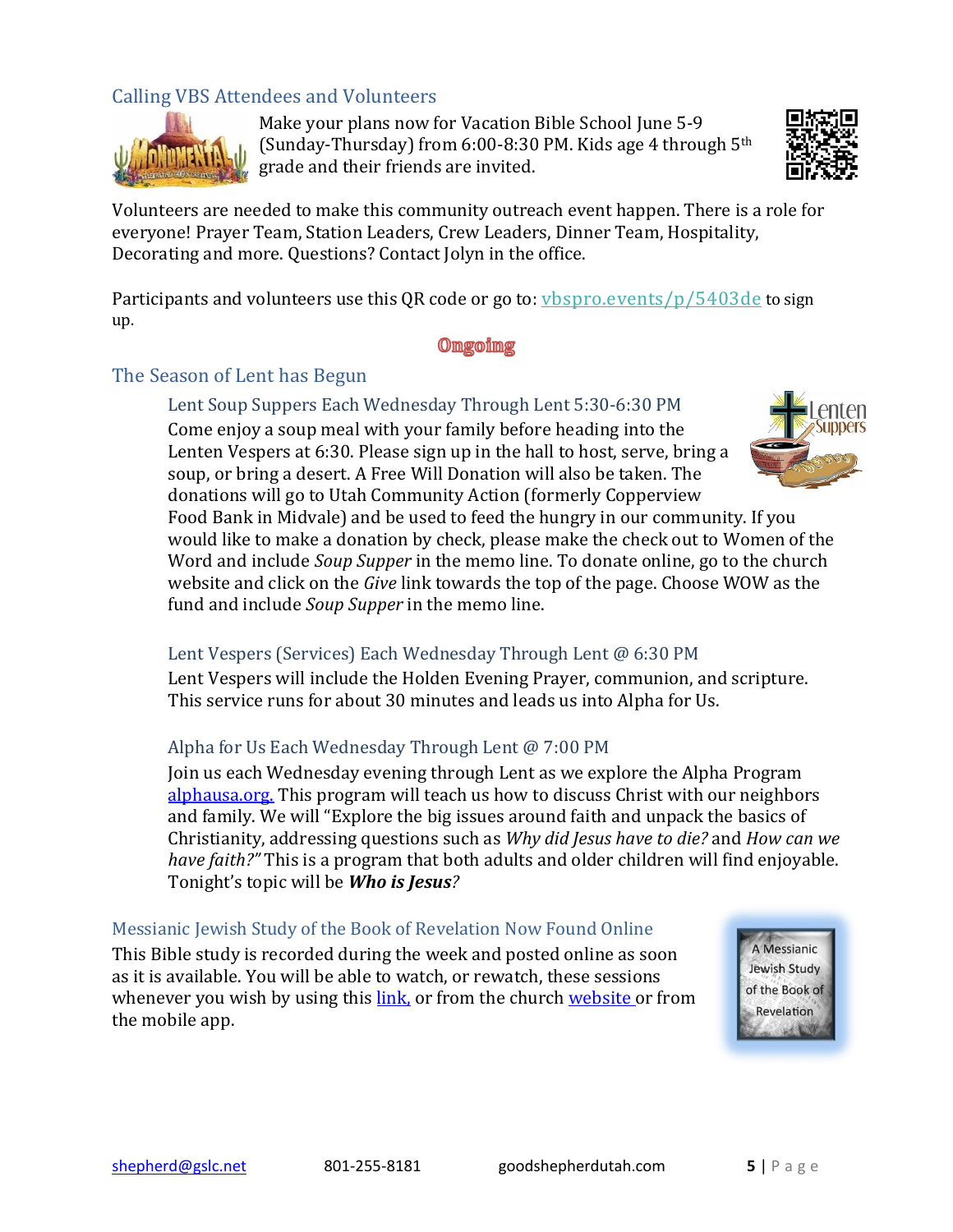## Calling VBS Attendees and Volunteers

Make your plans now for Vacation Bible School June 5-9 (Sunday-Thursday) from 6:00-8:30 PM. Kids age 4 through 5th grade and their friends are invited.

Volunteers are needed to make this community outreach event happen. There is a role for everyone! Prayer Team, Station Leaders, Crew Leaders, Dinner Team, Hospitality, Decorating and more. Questions? Contact Jolyn in the office.

Participants and volunteers use this QR code or go to: vbspro.events/p/5403de to sign up.

# Ongoing

## The Season of Lent has Begun

### Lent Soup Suppers Each Wednesday Through Lent 5:30-6:30 PM

Come enjoy a soup meal with your family before heading into the Lenten Vespers at 6:30. Please sign up in the hall to host, serve, bring a soup, or bring a desert. A Free Will Donation will also be taken. The donations will go to Utah Community Action (formerly Copperview Food Bank in Midvale) and be used to feed the hungry in our community. If you would like to make a donation by check, please make the check out to Women of the Word and include *Soup Supper* in the memo line. To donate online, go to the church website and click on the *Give* link towards the top of the page. Choose WOW as the fund and include *Soup Supper* in the memo line.

### Lent Vespers (Services) Each Wednesday Through Lent @ 6:30 PM

Lent Vespers will include the Holden Evening Prayer, communion, and scripture. This service runs for about 30 minutes and leads us into Alpha for Us.

### Alpha for Us Each Wednesday Through Lent @ 7:00 PM

Join us each Wednesday evening through Lent as we explore the Alpha Program alphausa.org. This program will teach us how to discuss Christ with our neighbors and family. We will "Explore the big issues around faith and unpack the basics of Christianity, addressing questions such as *Why did Jesus have to die?* and *How can we have faith?"* This is a program that both adults and older children will find enjoyable. Tonight's topic will be ***Who is Jesus****?*

## Messianic Jewish Study of the Book of Revelation Now Found Online

This Bible study is recorded during the week and posted online as soon as it is available. You will be able to watch, or rewatch, these sessions whenever you wish by using this link, or from the church website or from the mobile app.

A Messianic Jewish Study of the Book of Revelation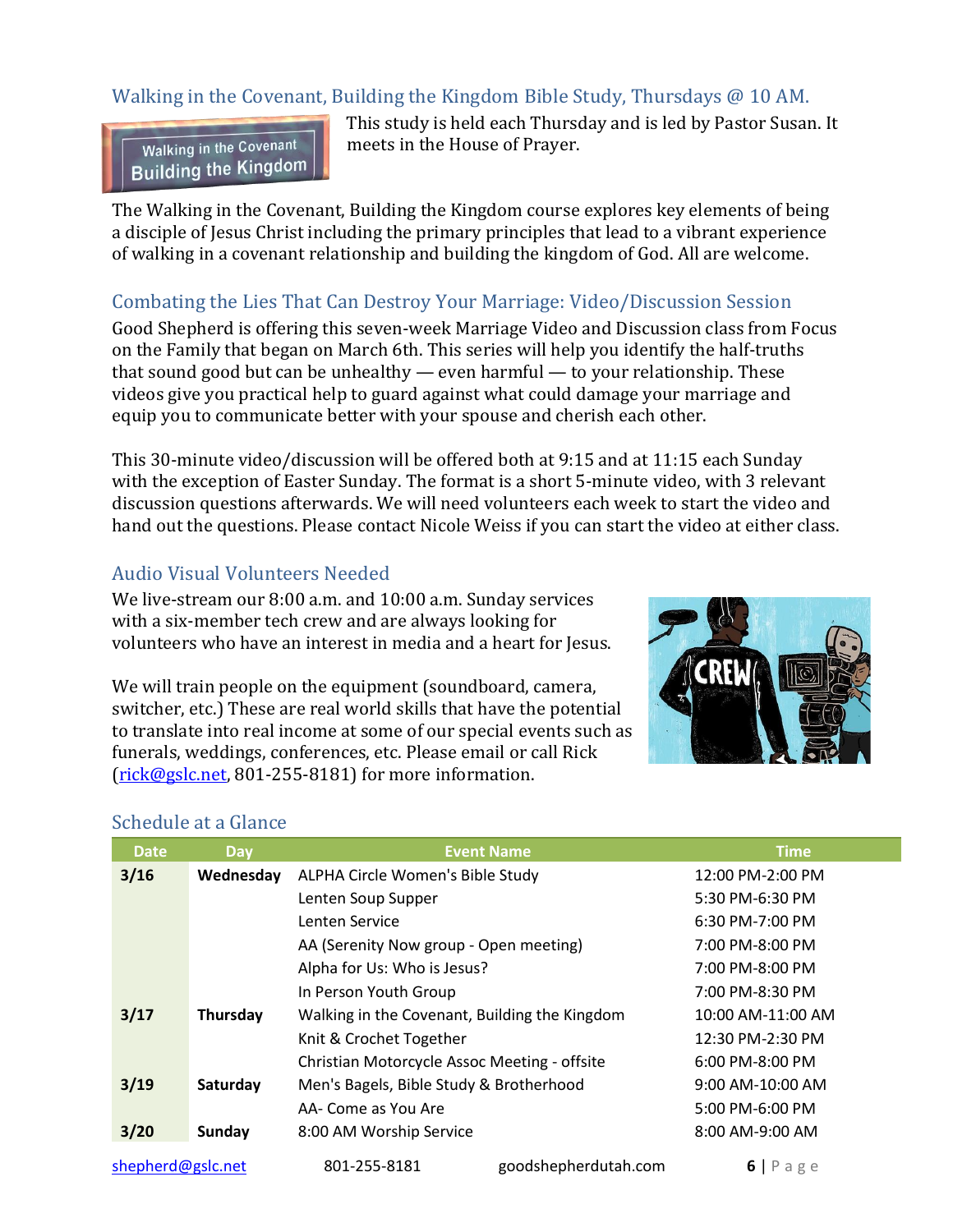## Walking in the Covenant, Building the Kingdom Bible Study, Thursdays @ 10 AM.

This study is held each Thursday and is led by Pastor Susan. It meets in the House of Prayer.

The Walking in the Covenant, Building the Kingdom course explores key elements of being a disciple of Jesus Christ including the primary principles that lead to a vibrant experience of walking in a covenant relationship and building the kingdom of God. All are welcome.

## Combating the Lies That Can Destroy Your Marriage: Video/Discussion Session

Good Shepherd is offering this seven-week Marriage Video and Discussion class from Focus on the Family that began on March 6th. This series will help you identify the half-truths that sound good but can be unhealthy — even harmful — to your relationship. These videos give you practical help to guard against what could damage your marriage and equip you to communicate better with your spouse and cherish each other.

This 30-minute video/discussion will be offered both at 9:15 and at 11:15 each Sunday with the exception of Easter Sunday. The format is a short 5-minute video, with 3 relevant discussion questions afterwards. We will need volunteers each week to start the video and hand out the questions. Please contact Nicole Weiss if you can start the video at either class.

## Audio Visual Volunteers Needed

We live-stream our 8:00 a.m. and 10:00 a.m. Sunday services with a six-member tech crew and are always looking for volunteers who have an interest in media and a heart for Jesus.

We will train people on the equipment (soundboard, camera, switcher, etc.) These are real world skills that have the potential to translate into real income at some of our special events such as funerals, weddings, conferences, etc. Please email or call Rick (rick@gslc.net, 801-255-8181) for more information.

## Schedule at a Glance

| Date | Day | Event Name | Time |
|---|---|---|---|
| **3/16** | **Wednesday** | ALPHA Circle Women's Bible Study | 12:00 PM-2:00 PM |
| | | Lenten Soup Supper | 5:30 PM-6:30 PM |
| | | Lenten Service | 6:30 PM-7:00 PM |
| | | AA (Serenity Now group - Open meeting) | 7:00 PM-8:00 PM |
| | | Alpha for Us: Who is Jesus? | 7:00 PM-8:00 PM |
| | | In Person Youth Group | 7:00 PM-8:30 PM |
| **3/17** | **Thursday** | Walking in the Covenant, Building the Kingdom | 10:00 AM-11:00 AM |
| | | Knit & Crochet Together | 12:30 PM-2:30 PM |
| | | Christian Motorcycle Assoc Meeting - offsite | 6:00 PM-8:00 PM |
| **3/19** | **Saturday** | Men's Bagels, Bible Study & Brotherhood | 9:00 AM-10:00 AM |
| | | AA- Come as You Are | 5:00 PM-6:00 PM |
| **3/20** | **Sunday** | 8:00 AM Worship Service | 8:00 AM-9:00 AM |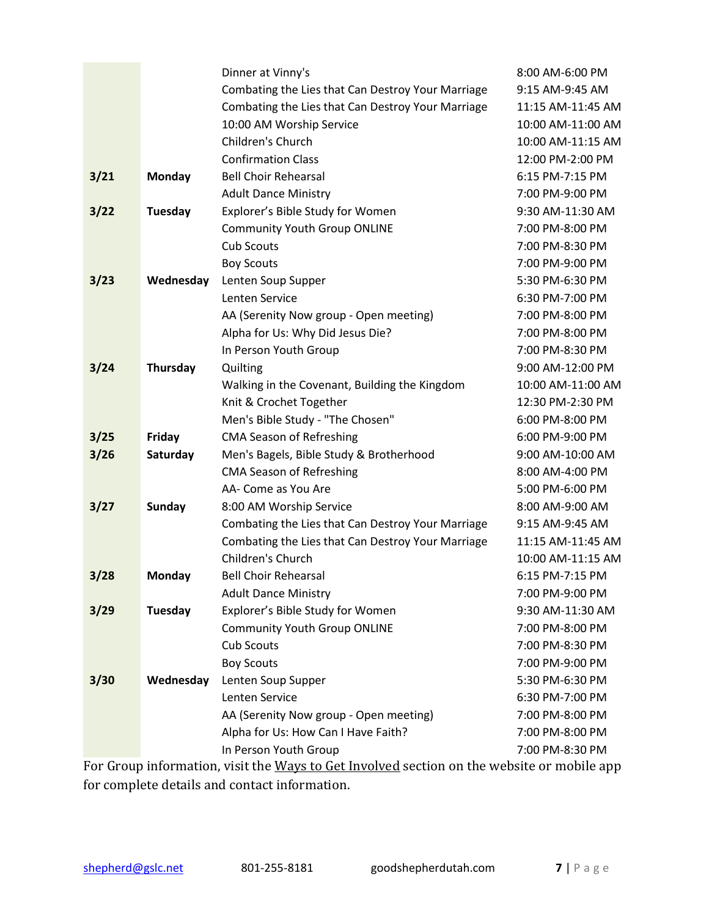| | | | |
|---|---|---|---|
| | | Dinner at Vinny's | 8:00 AM-6:00 PM |
| | | Combating the Lies that Can Destroy Your Marriage | 9:15 AM-9:45 AM |
| | | Combating the Lies that Can Destroy Your Marriage | 11:15 AM-11:45 AM |
| | | 10:00 AM Worship Service | 10:00 AM-11:00 AM |
| | | Children's Church | 10:00 AM-11:15 AM |
| | | Confirmation Class | 12:00 PM-2:00 PM |
| **3/21** | **Monday** | Bell Choir Rehearsal | 6:15 PM-7:15 PM |
| | | Adult Dance Ministry | 7:00 PM-9:00 PM |
| **3/22** | **Tuesday** | Explorer's Bible Study for Women | 9:30 AM-11:30 AM |
| | | Community Youth Group ONLINE | 7:00 PM-8:00 PM |
| | | Cub Scouts | 7:00 PM-8:30 PM |
| | | Boy Scouts | 7:00 PM-9:00 PM |
| **3/23** | **Wednesday** | Lenten Soup Supper | 5:30 PM-6:30 PM |
| | | Lenten Service | 6:30 PM-7:00 PM |
| | | AA (Serenity Now group - Open meeting) | 7:00 PM-8:00 PM |
| | | Alpha for Us: Why Did Jesus Die? | 7:00 PM-8:00 PM |
| | | In Person Youth Group | 7:00 PM-8:30 PM |
| **3/24** | **Thursday** | Quilting | 9:00 AM-12:00 PM |
| | | Walking in the Covenant, Building the Kingdom | 10:00 AM-11:00 AM |
| | | Knit & Crochet Together | 12:30 PM-2:30 PM |
| | | Men's Bible Study - "The Chosen" | 6:00 PM-8:00 PM |
| **3/25** | **Friday** | CMA Season of Refreshing | 6:00 PM-9:00 PM |
| **3/26** | **Saturday** | Men's Bagels, Bible Study & Brotherhood | 9:00 AM-10:00 AM |
| | | CMA Season of Refreshing | 8:00 AM-4:00 PM |
| | | AA- Come as You Are | 5:00 PM-6:00 PM |
| **3/27** | **Sunday** | 8:00 AM Worship Service | 8:00 AM-9:00 AM |
| | | Combating the Lies that Can Destroy Your Marriage | 9:15 AM-9:45 AM |
| | | Combating the Lies that Can Destroy Your Marriage | 11:15 AM-11:45 AM |
| | | Children's Church | 10:00 AM-11:15 AM |
| **3/28** | **Monday** | Bell Choir Rehearsal | 6:15 PM-7:15 PM |
| | | Adult Dance Ministry | 7:00 PM-9:00 PM |
| **3/29** | **Tuesday** | Explorer's Bible Study for Women | 9:30 AM-11:30 AM |
| | | Community Youth Group ONLINE | 7:00 PM-8:00 PM |
| | | Cub Scouts | 7:00 PM-8:30 PM |
| | | Boy Scouts | 7:00 PM-9:00 PM |
| **3/30** | **Wednesday** | Lenten Soup Supper | 5:30 PM-6:30 PM |
| | | Lenten Service | 6:30 PM-7:00 PM |
| | | AA (Serenity Now group - Open meeting) | 7:00 PM-8:00 PM |
| | | Alpha for Us: How Can I Have Faith? | 7:00 PM-8:00 PM |
| | | In Person Youth Group | 7:00 PM-8:30 PM |

For Group information, visit the Ways to Get Involved section on the website or mobile app for complete details and contact information.

shepherd@gslc.net 801-255-8181 goodshepherdutah.com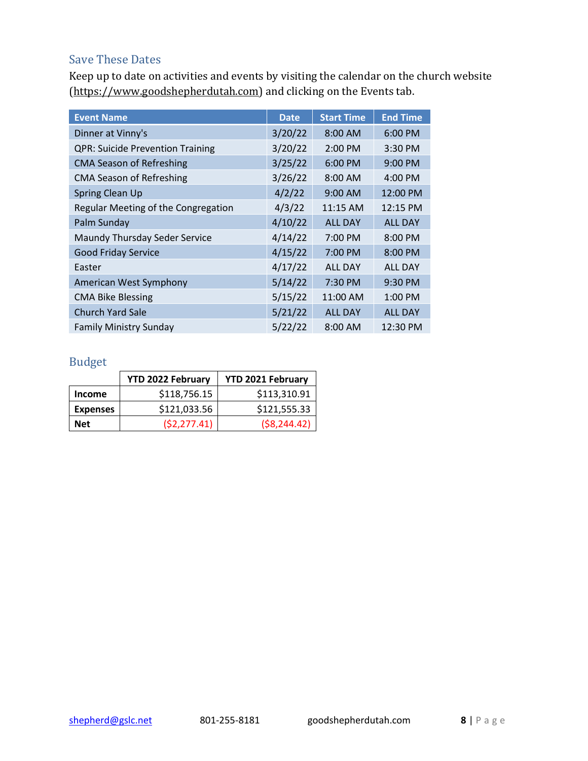## Save These Dates

Keep up to date on activities and events by visiting the calendar on the church website (https://www.goodshepherdutah.com) and clicking on the Events tab.

| Event Name | Date | Start Time | End Time |
|---|---|---|---|
| Dinner at Vinny's | 3/20/22 | 8:00 AM | 6:00 PM |
| QPR: Suicide Prevention Training | 3/20/22 | 2:00 PM | 3:30 PM |
| CMA Season of Refreshing | 3/25/22 | 6:00 PM | 9:00 PM |
| CMA Season of Refreshing | 3/26/22 | 8:00 AM | 4:00 PM |
| Spring Clean Up | 4/2/22 | 9:00 AM | 12:00 PM |
| Regular Meeting of the Congregation | 4/3/22 | 11:15 AM | 12:15 PM |
| Palm Sunday | 4/10/22 | ALL DAY | ALL DAY |
| Maundy Thursday Seder Service | 4/14/22 | 7:00 PM | 8:00 PM |
| Good Friday Service | 4/15/22 | 7:00 PM | 8:00 PM |
| Easter | 4/17/22 | ALL DAY | ALL DAY |
| American West Symphony | 5/14/22 | 7:30 PM | 9:30 PM |
| CMA Bike Blessing | 5/15/22 | 11:00 AM | 1:00 PM |
| Church Yard Sale | 5/21/22 | ALL DAY | ALL DAY |
| Family Ministry Sunday | 5/22/22 | 8:00 AM | 12:30 PM |

## Budget

| | YTD 2022 February | YTD 2021 February |
|---|---|---|
| **Income** | $118,756.15 | $113,310.91 |
| **Expenses** | $121,033.56 | $121,555.33 |
| **Net** | ($2,277.41) | ($8,244.42) |

shepherd@gslc.net 801-255-8181 goodshepherdutah.com